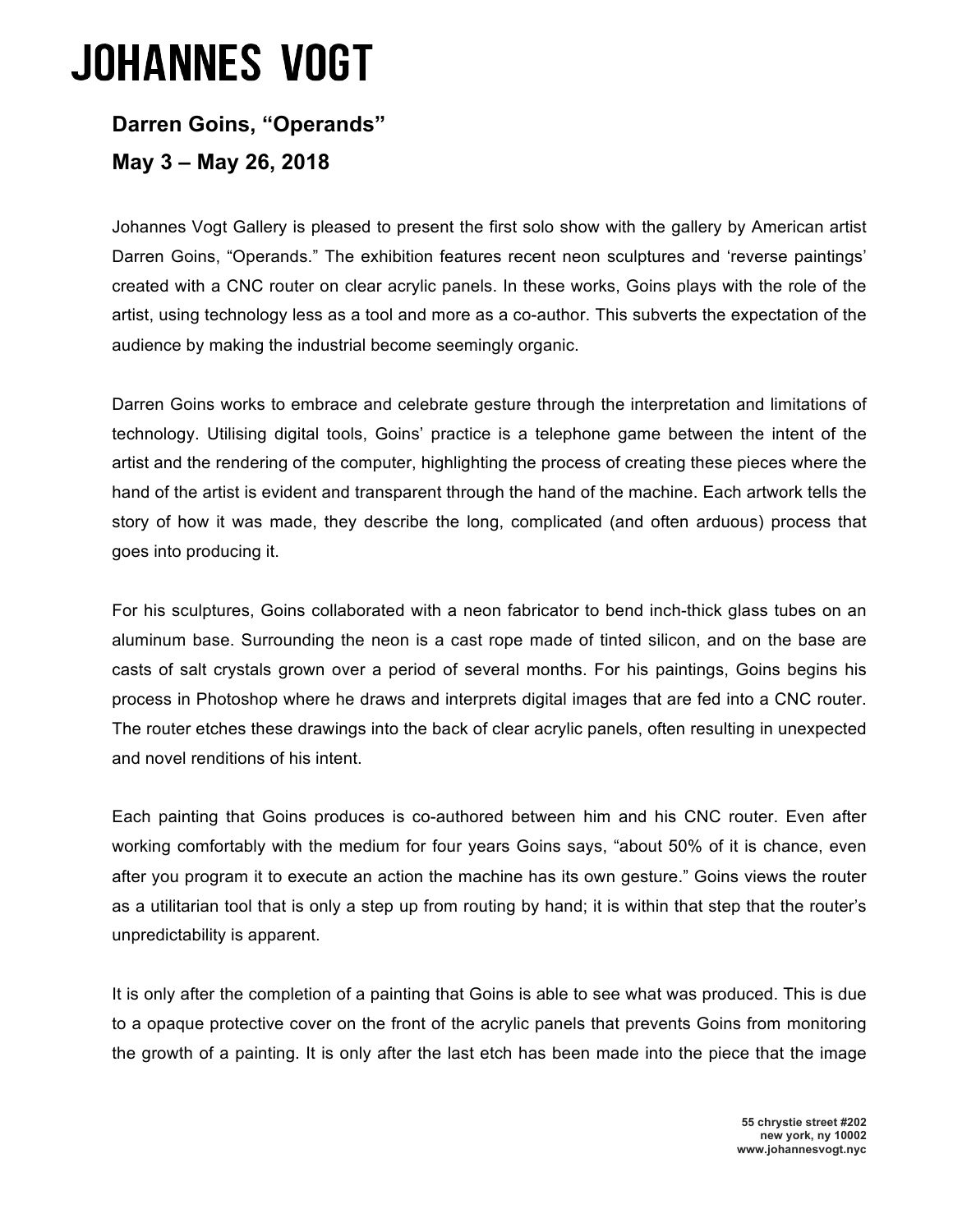# JOHANNES VOGT

### Darren Goins, "Operands"

### May 3 – May 26, 2018

Johannes Vogt Gallery is pleased to present the first solo show with the gallery by American artist Darren Goins, "Operands." The exhibition features recent neon sculptures and 'reverse paintings' created with a CNC router on clear acrylic panels. In these works, Goins plays with the role of the artist, using technology less as a tool and more as a co-author. This subverts the expectation of the audience by making the industrial become seemingly organic.

Darren Goins works to embrace and celebrate gesture through the interpretation and limitations of technology. Utilising digital tools, Goins' practice is a telephone game between the intent of the artist and the rendering of the computer, highlighting the process of creating these pieces where the hand of the artist is evident and transparent through the hand of the machine. Each artwork tells the story of how it was made, they describe the long, complicated (and often arduous) process that goes into producing it.

For his sculptures, Goins collaborated with a neon fabricator to bend inch-thick glass tubes on an aluminum base. Surrounding the neon is a cast rope made of tinted silicon, and on the base are casts of salt crystals grown over a period of several months. For his paintings, Goins begins his process in Photoshop where he draws and interprets digital images that are fed into a CNC router. The router etches these drawings into the back of clear acrylic panels, often resulting in unexpected and novel renditions of his intent.

Each painting that Goins produces is co-authored between him and his CNC router. Even after working comfortably with the medium for four years Goins says, "about 50% of it is chance, even after you program it to execute an action the machine has its own gesture." Goins views the router as a utilitarian tool that is only a step up from routing by hand; it is within that step that the router's unpredictability is apparent.

It is only after the completion of a painting that Goins is able to see what was produced. This is due to a opaque protective cover on the front of the acrylic panels that prevents Goins from monitoring the growth of a painting. It is only after the last etch has been made into the piece that the image

**55 chrystie street #202**
**new york, ny 10002**
**www.johannesvogt.nyc**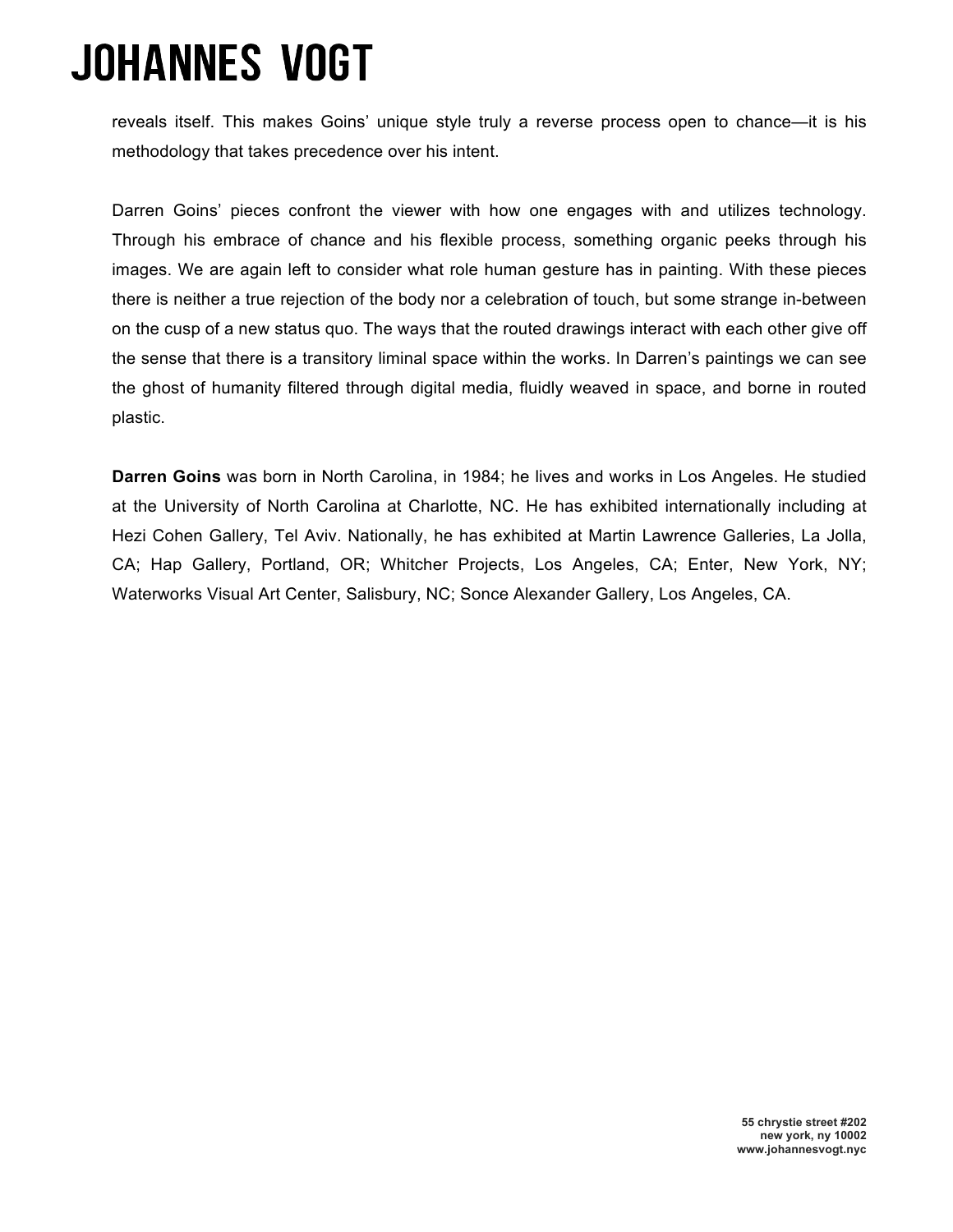reveals itself. This makes Goins' unique style truly a reverse process open to chance—it is his methodology that takes precedence over his intent.

Darren Goins' pieces confront the viewer with how one engages with and utilizes technology. Through his embrace of chance and his flexible process, something organic peeks through his images. We are again left to consider what role human gesture has in painting. With these pieces there is neither a true rejection of the body nor a celebration of touch, but some strange in-between on the cusp of a new status quo. The ways that the routed drawings interact with each other give off the sense that there is a transitory liminal space within the works. In Darren's paintings we can see the ghost of humanity filtered through digital media, fluidly weaved in space, and borne in routed plastic.

**Darren Goins** was born in North Carolina, in 1984; he lives and works in Los Angeles. He studied at the University of North Carolina at Charlotte, NC. He has exhibited internationally including at Hezi Cohen Gallery, Tel Aviv. Nationally, he has exhibited at Martin Lawrence Galleries, La Jolla, CA; Hap Gallery, Portland, OR; Whitcher Projects, Los Angeles, CA; Enter, New York, NY; Waterworks Visual Art Center, Salisbury, NC; Sonce Alexander Gallery, Los Angeles, CA.